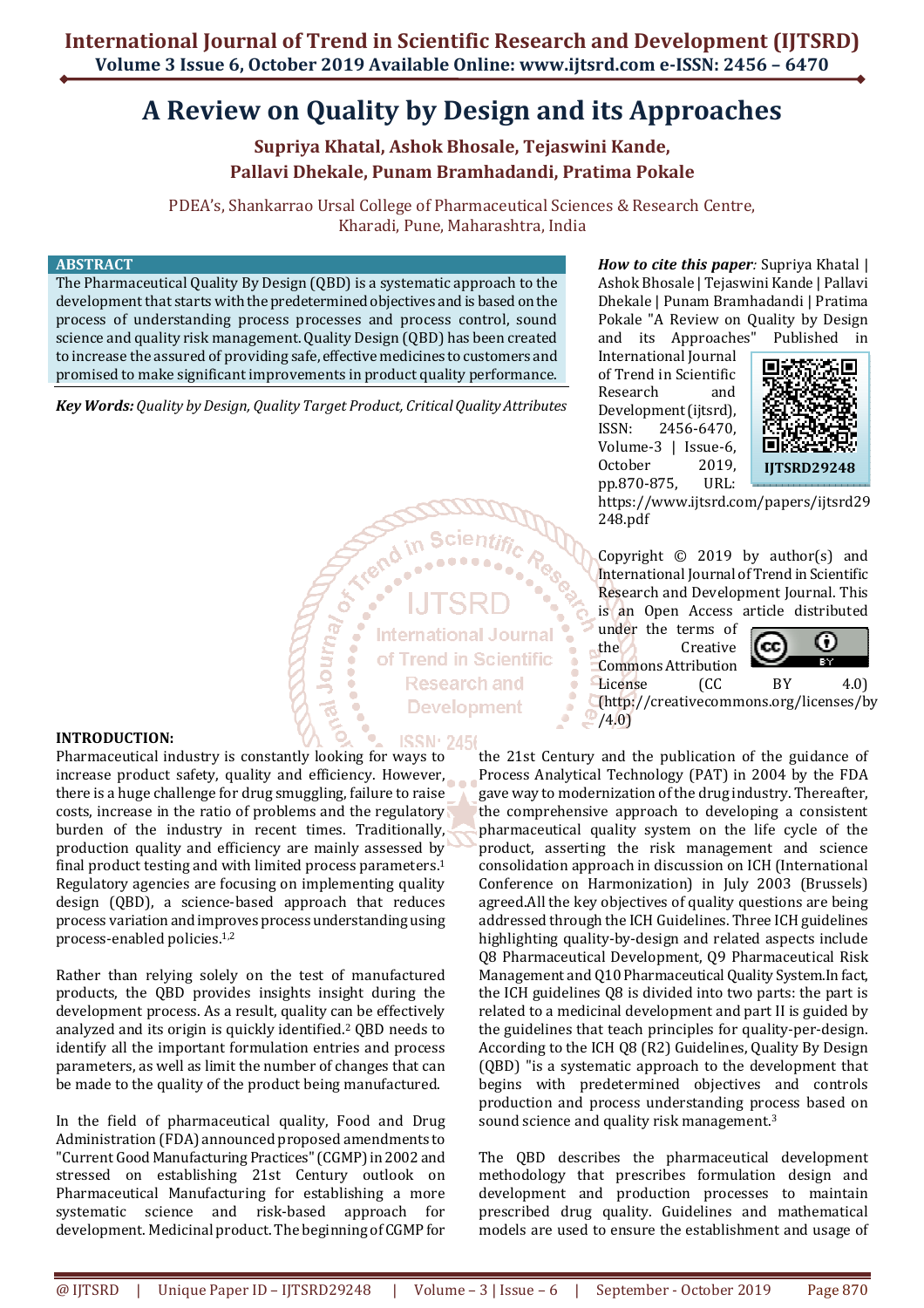# A Review on Quality by Design and its Approaches

**Supriya Khatal, Ashok Bhosale, Tejaswini Kande, Pallavi Dhekale, Punam Bramhadandi, Pratima Pokale**

PDEA's, Shankarrao Ursal College of Pharmaceutical Sciences & Research Centre, Kharadi, Pune, Maharashtra, India

## ABSTRACT

The Pharmaceutical Quality By Design (QBD) is a systematic approach to the development that starts with the predetermined objectives and is based on the process of understanding process processes and process control, sound science and quality risk management. Quality Design (QBD) has been created to increase the assured of providing safe, effective medicines to customers and promised to make significant improvements in product quality performance.

***Key Words:*** *Quality by Design, Quality Target Product, Critical Quality Attributes*

***How to cite this paper****:* Supriya Khatal | Ashok Bhosale | Tejaswini Kande | Pallavi Dhekale | Punam Bramhadandi | Pratima Pokale "A Review on Quality by Design and its Approaches" Published in International Journal of Trend in Scientific Research and Development (ijtsrd), ISSN: 2456-6470, Volume-3 | Issue-6, October 2019, pp.870-875, URL: https://www.ijtsrd.com/papers/ijtsrd29248.pdf

IJTSRD29248

Copyright © 2019 by author(s) and International Journal of Trend in Scientific Research and Development Journal. This is an Open Access article distributed under the terms of the Creative Commons Attribution License (CC BY 4.0) (http://creativecommons.org/licenses/by/4.0)

## INTRODUCTION:

Pharmaceutical industry is constantly looking for ways to increase product safety, quality and efficiency. However, there is a huge challenge for drug smuggling, failure to raise costs, increase in the ratio of problems and the regulatory burden of the industry in recent times. Traditionally, production quality and efficiency are mainly assessed by final product testing and with limited process parameters.[1] Regulatory agencies are focusing on implementing quality design (QBD), a science-based approach that reduces process variation and improves process understanding using process-enabled policies.[1,2]

Rather than relying solely on the test of manufactured products, the QBD provides insights insight during the development process. As a result, quality can be effectively analyzed and its origin is quickly identified.[2] QBD needs to identify all the important formulation entries and process parameters, as well as limit the number of changes that can be made to the quality of the product being manufactured.

In the field of pharmaceutical quality, Food and Drug Administration (FDA) announced proposed amendments to "Current Good Manufacturing Practices" (CGMP) in 2002 and stressed on establishing 21st Century outlook on Pharmaceutical Manufacturing for establishing a more systematic science and risk-based approach for development. Medicinal product. The beginning of CGMP for the 21st Century and the publication of the guidance of Process Analytical Technology (PAT) in 2004 by the FDA gave way to modernization of the drug industry. Thereafter, the comprehensive approach to developing a consistent pharmaceutical quality system on the life cycle of the product, asserting the risk management and science consolidation approach in discussion on ICH (International Conference on Harmonization) in July 2003 (Brussels) agreed.All the key objectives of quality questions are being addressed through the ICH Guidelines. Three ICH guidelines highlighting quality-by-design and related aspects include Q8 Pharmaceutical Development, Q9 Pharmaceutical Risk Management and Q10 Pharmaceutical Quality System.In fact, the ICH guidelines Q8 is divided into two parts: the part is related to a medicinal development and part II is guided by the guidelines that teach principles for quality-per-design. According to the ICH Q8 (R2) Guidelines, Quality By Design (QBD) "is a systematic approach to the development that begins with predetermined objectives and controls production and process understanding process based on sound science and quality risk management.[3]

The QBD describes the pharmaceutical development methodology that prescribes formulation design and development and production processes to maintain prescribed drug quality. Guidelines and mathematical models are used to ensure the establishment and usage of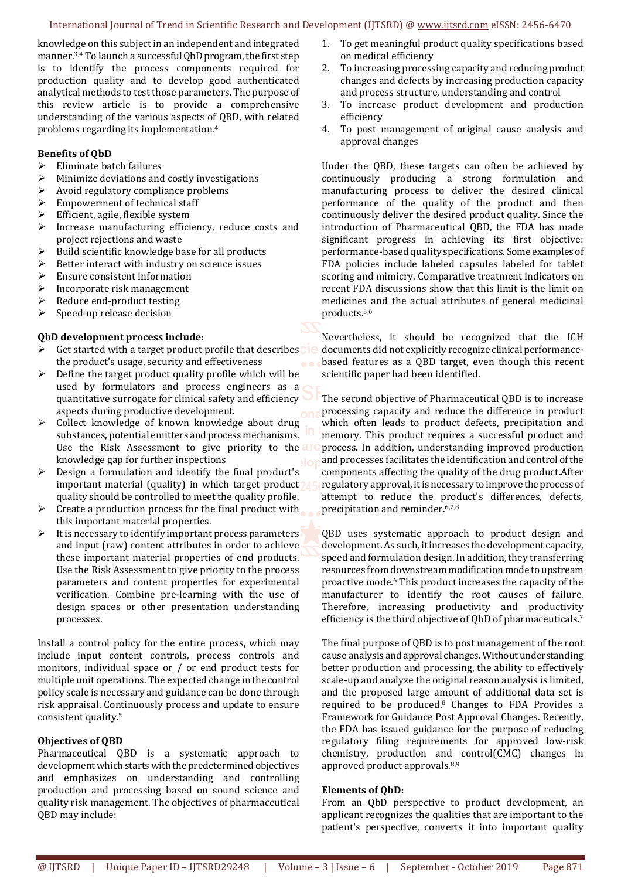knowledge on this subject in an independent and integrated manner.[3,4] To launch a successful QbD program, the first step is to identify the process components required for production quality and to develop good authenticated analytical methods to test those parameters. The purpose of this review article is to provide a comprehensive understanding of the various aspects of QBD, with related problems regarding its implementation.[4]

**Benefits of QbD**

- Eliminate batch failures
- Minimize deviations and costly investigations
- Avoid regulatory compliance problems
- Empowerment of technical staff
- Efficient, agile, flexible system
- Increase manufacturing efficiency, reduce costs and project rejections and waste
- Build scientific knowledge base for all products
- Better interact with industry on science issues
- Ensure consistent information
- Incorporate risk management
- Reduce end-product testing
- Speed-up release decision

**QbD development process include:**

- Get started with a target product profile that describes the product's usage, security and effectiveness
- Define the target product quality profile which will be used by formulators and process engineers as a quantitative surrogate for clinical safety and efficiency aspects during productive development.
- Collect knowledge of known knowledge about drug substances, potential emitters and process mechanisms. Use the Risk Assessment to give priority to the knowledge gap for further inspections
- Design a formulation and identify the final product's important material (quality) in which target product quality should be controlled to meet the quality profile.
- Create a production process for the final product with this important material properties.
- It is necessary to identify important process parameters and input (raw) content attributes in order to achieve these important material properties of end products. Use the Risk Assessment to give priority to the process parameters and content properties for experimental verification. Combine pre-learning with the use of design spaces or other presentation understanding processes.

Install a control policy for the entire process, which may include input content controls, process controls and monitors, individual space or / or end product tests for multiple unit operations. The expected change in the control policy scale is necessary and guidance can be done through risk appraisal. Continuously process and update to ensure consistent quality.[5]

**Objectives of QBD**

Pharmaceutical QBD is a systematic approach to development which starts with the predetermined objectives and emphasizes on understanding and controlling production and processing based on sound science and quality risk management. The objectives of pharmaceutical QBD may include:

1. To get meaningful product quality specifications based on medical efficiency
2. To increasing processing capacity and reducing product changes and defects by increasing production capacity and process structure, understanding and control
3. To increase product development and production efficiency
4. To post management of original cause analysis and approval changes

Under the QBD, these targets can often be achieved by continuously producing a strong formulation and manufacturing process to deliver the desired clinical performance of the quality of the product and then continuously deliver the desired product quality. Since the introduction of Pharmaceutical QBD, the FDA has made significant progress in achieving its first objective: performance-based quality specifications. Some examples of FDA policies include labeled capsules labeled for tablet scoring and mimicry. Comparative treatment indicators on recent FDA discussions show that this limit is the limit on medicines and the actual attributes of general medicinal products.[5,6]

Nevertheless, it should be recognized that the ICH documents did not explicitly recognize clinical performance-based features as a QBD target, even though this recent scientific paper had been identified.

The second objective of Pharmaceutical QBD is to increase processing capacity and reduce the difference in product which often leads to product defects, precipitation and memory. This product requires a successful product and process. In addition, understanding improved production and processes facilitates the identification and control of the components affecting the quality of the drug product.After regulatory approval, it is necessary to improve the process of attempt to reduce the product's differences, defects, precipitation and reminder.[6,7,8]

QBD uses systematic approach to product design and development. As such, it increases the development capacity, speed and formulation design. In addition, they transferring resources from downstream modification mode to upstream proactive mode.[6] This product increases the capacity of the manufacturer to identify the root causes of failure. Therefore, increasing productivity and productivity efficiency is the third objective of QbD of pharmaceuticals.[7]

The final purpose of QBD is to post management of the root cause analysis and approval changes. Without understanding better production and processing, the ability to effectively scale-up and analyze the original reason analysis is limited, and the proposed large amount of additional data set is required to be produced.[8] Changes to FDA Provides a Framework for Guidance Post Approval Changes. Recently, the FDA has issued guidance for the purpose of reducing regulatory filing requirements for approved low-risk chemistry, production and control(CMC) changes in approved product approvals.[8,9]

**Elements of QbD:**

From an QbD perspective to product development, an applicant recognizes the qualities that are important to the patient's perspective, converts it into important quality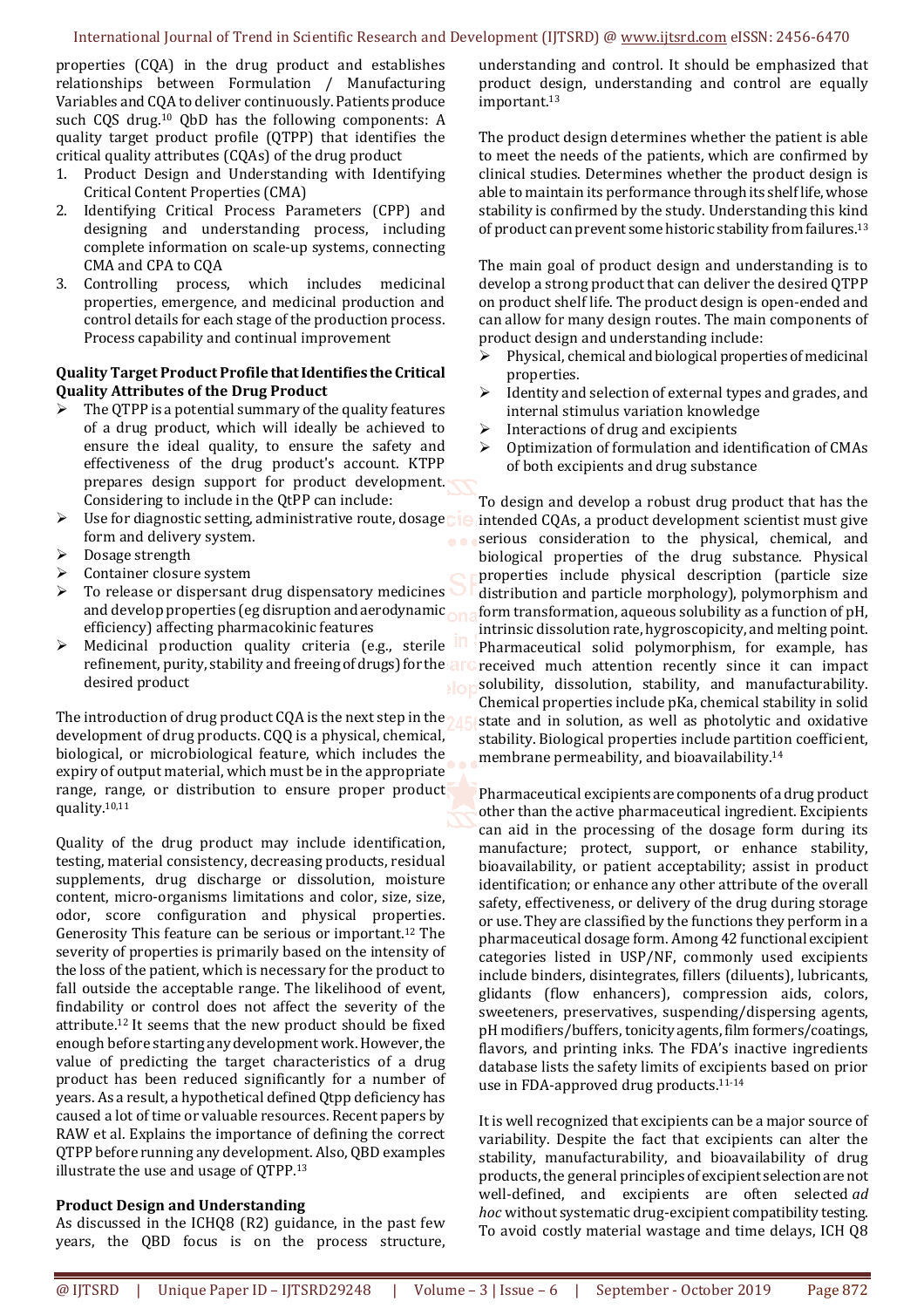properties (CQA) in the drug product and establishes relationships between Formulation / Manufacturing Variables and CQA to deliver continuously. Patients produce such CQS drug.[10] QbD has the following components: A quality target product profile (QTPP) that identifies the critical quality attributes (CQAs) of the drug product

1. Product Design and Understanding with Identifying Critical Content Properties (CMA)
2. Identifying Critical Process Parameters (CPP) and designing and understanding process, including complete information on scale-up systems, connecting CMA and CPA to CQA
3. Controlling process, which includes medicinal properties, emergence, and medicinal production and control details for each stage of the production process. Process capability and continual improvement

**Quality Target Product Profile that Identifies the Critical Quality Attributes of the Drug Product**

- The QTPP is a potential summary of the quality features of a drug product, which will ideally be achieved to ensure the ideal quality, to ensure the safety and effectiveness of the drug product's account. KTPP prepares design support for product development. Considering to include in the QtPP can include:
- Use for diagnostic setting, administrative route, dosage form and delivery system.
- Dosage strength
- Container closure system
- To release or dispersant drug dispensatory medicines and develop properties (eg disruption and aerodynamic efficiency) affecting pharmacokinic features
- Medicinal production quality criteria (e.g., sterile refinement, purity, stability and freeing of drugs) for the desired product

The introduction of drug product CQA is the next step in the development of drug products. CQQ is a physical, chemical, biological, or microbiological feature, which includes the expiry of output material, which must be in the appropriate range, range, or distribution to ensure proper product quality.[10,11]

Quality of the drug product may include identification, testing, material consistency, decreasing products, residual supplements, drug discharge or dissolution, moisture content, micro-organisms limitations and color, size, size, odor, score configuration and physical properties. Generosity This feature can be serious or important.[12] The severity of properties is primarily based on the intensity of the loss of the patient, which is necessary for the product to fall outside the acceptable range. The likelihood of event, findability or control does not affect the severity of the attribute.[12] It seems that the new product should be fixed enough before starting any development work. However, the value of predicting the target characteristics of a drug product has been reduced significantly for a number of years. As a result, a hypothetical defined Qtpp deficiency has caused a lot of time or valuable resources. Recent papers by RAW et al. Explains the importance of defining the correct QTPP before running any development. Also, QBD examples illustrate the use and usage of QTPP.[13]

**Product Design and Understanding**

As discussed in the ICHQ8 (R2) guidance, in the past few years, the QBD focus is on the process structure, understanding and control. It should be emphasized that product design, understanding and control are equally important.[13]

The product design determines whether the patient is able to meet the needs of the patients, which are confirmed by clinical studies. Determines whether the product design is able to maintain its performance through its shelf life, whose stability is confirmed by the study. Understanding this kind of product can prevent some historic stability from failures.[13]

The main goal of product design and understanding is to develop a strong product that can deliver the desired QTPP on product shelf life. The product design is open-ended and can allow for many design routes. The main components of product design and understanding include:

- Physical, chemical and biological properties of medicinal properties.
- Identity and selection of external types and grades, and internal stimulus variation knowledge
- Interactions of drug and excipients
- Optimization of formulation and identification of CMAs of both excipients and drug substance

To design and develop a robust drug product that has the intended CQAs, a product development scientist must give serious consideration to the physical, chemical, and biological properties of the drug substance. Physical properties include physical description (particle size distribution and particle morphology), polymorphism and form transformation, aqueous solubility as a function of pH, intrinsic dissolution rate, hygroscopicity, and melting point. Pharmaceutical solid polymorphism, for example, has received much attention recently since it can impact solubility, dissolution, stability, and manufacturability. Chemical properties include pKa, chemical stability in solid state and in solution, as well as photolytic and oxidative stability. Biological properties include partition coefficient, membrane permeability, and bioavailability.[14]

Pharmaceutical excipients are components of a drug product other than the active pharmaceutical ingredient. Excipients can aid in the processing of the dosage form during its manufacture; protect, support, or enhance stability, bioavailability, or patient acceptability; assist in product identification; or enhance any other attribute of the overall safety, effectiveness, or delivery of the drug during storage or use. They are classified by the functions they perform in a pharmaceutical dosage form. Among 42 functional excipient categories listed in USP/NF, commonly used excipients include binders, disintegrates, fillers (diluents), lubricants, glidants (flow enhancers), compression aids, colors, sweeteners, preservatives, suspending/dispersing agents, pH modifiers/buffers, tonicity agents, film formers/coatings, flavors, and printing inks. The FDA's inactive ingredients database lists the safety limits of excipients based on prior use in FDA-approved drug products.[11-14]

It is well recognized that excipients can be a major source of variability. Despite the fact that excipients can alter the stability, manufacturability, and bioavailability of drug products, the general principles of excipient selection are not well-defined, and excipients are often selected *ad hoc* without systematic drug-excipient compatibility testing. To avoid costly material wastage and time delays, ICH Q8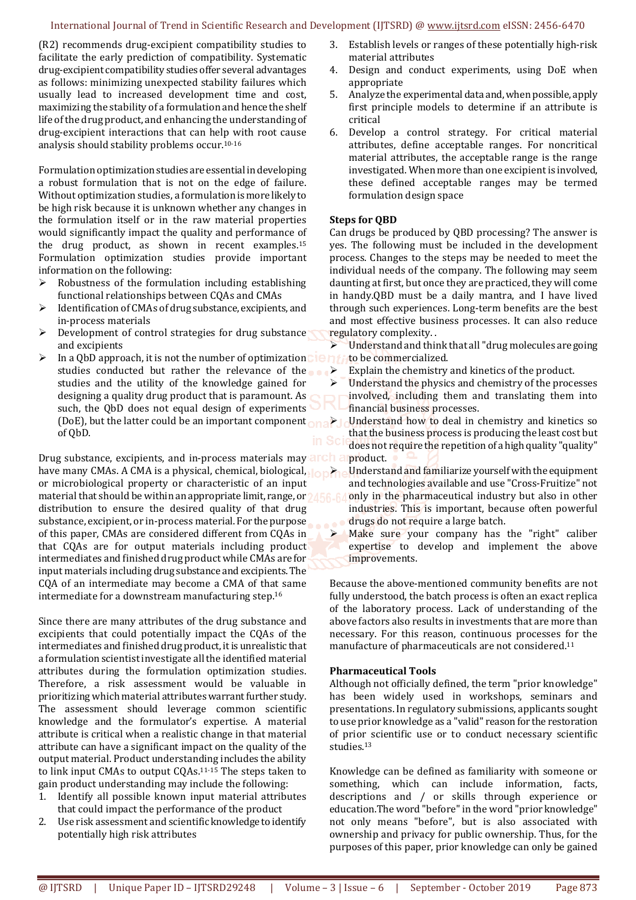(R2) recommends drug-excipient compatibility studies to facilitate the early prediction of compatibility. Systematic drug-excipient compatibility studies offer several advantages as follows: minimizing unexpected stability failures which usually lead to increased development time and cost, maximizing the stability of a formulation and hence the shelf life of the drug product, and enhancing the understanding of drug-excipient interactions that can help with root cause analysis should stability problems occur.[10-16]

Formulation optimization studies are essential in developing a robust formulation that is not on the edge of failure. Without optimization studies, a formulation is more likely to be high risk because it is unknown whether any changes in the formulation itself or in the raw material properties would significantly impact the quality and performance of the drug product, as shown in recent examples.[15] Formulation optimization studies provide important information on the following:

- Robustness of the formulation including establishing functional relationships between CQAs and CMAs
- Identification of CMAs of drug substance, excipients, and in-process materials
- Development of control strategies for drug substance and excipients
- In a QbD approach, it is not the number of optimization studies conducted but rather the relevance of the studies and the utility of the knowledge gained for designing a quality drug product that is paramount. As such, the QbD does not equal design of experiments (DoE), but the latter could be an important component of QbD.

Drug substance, excipients, and in-process materials may have many CMAs. A CMA is a physical, chemical, biological, or microbiological property or characteristic of an input material that should be within an appropriate limit, range, or distribution to ensure the desired quality of that drug substance, excipient, or in-process material. For the purpose of this paper, CMAs are considered different from CQAs in that CQAs are for output materials including product intermediates and finished drug product while CMAs are for input materials including drug substance and excipients. The CQA of an intermediate may become a CMA of that same intermediate for a downstream manufacturing step.[16]

Since there are many attributes of the drug substance and excipients that could potentially impact the CQAs of the intermediates and finished drug product, it is unrealistic that a formulation scientist investigate all the identified material attributes during the formulation optimization studies. Therefore, a risk assessment would be valuable in prioritizing which material attributes warrant further study. The assessment should leverage common scientific knowledge and the formulator's expertise. A material attribute is critical when a realistic change in that material attribute can have a significant impact on the quality of the output material. Product understanding includes the ability to link input CMAs to output CQAs.[11-15] The steps taken to gain product understanding may include the following:

1. Identify all possible known input material attributes that could impact the performance of the product
2. Use risk assessment and scientific knowledge to identify potentially high risk attributes
3. Establish levels or ranges of these potentially high-risk material attributes
4. Design and conduct experiments, using DoE when appropriate
5. Analyze the experimental data and, when possible, apply first principle models to determine if an attribute is critical
6. Develop a control strategy. For critical material attributes, define acceptable ranges. For noncritical material attributes, the acceptable range is the range investigated. When more than one excipient is involved, these defined acceptable ranges may be termed formulation design space

**Steps for QBD**

Can drugs be produced by QBD processing? The answer is yes. The following must be included in the development process. Changes to the steps may be needed to meet the individual needs of the company. The following may seem daunting at first, but once they are practiced, they will come in handy.QBD must be a daily mantra, and I have lived through such experiences. Long-term benefits are the best and most effective business processes. It can also reduce regulatory complexity. .

- Understand and think that all "drug molecules are going to be commercialized.
- Explain the chemistry and kinetics of the product.
- Understand the physics and chemistry of the processes involved, including them and translating them into financial business processes.
- Understand how to deal in chemistry and kinetics so that the business process is producing the least cost but does not require the repetition of a high quality "quality" product.
- Understand and familiarize yourself with the equipment and technologies available and use "Cross-Fruitize" not only in the pharmaceutical industry but also in other industries. This is important, because often powerful drugs do not require a large batch.
- Make sure your company has the "right" caliber expertise to develop and implement the above improvements.

Because the above-mentioned community benefits are not fully understood, the batch process is often an exact replica of the laboratory process. Lack of understanding of the above factors also results in investments that are more than necessary. For this reason, continuous processes for the manufacture of pharmaceuticals are not considered.[11]

**Pharmaceutical Tools**

Although not officially defined, the term "prior knowledge" has been widely used in workshops, seminars and presentations. In regulatory submissions, applicants sought to use prior knowledge as a "valid" reason for the restoration of prior scientific use or to conduct necessary scientific studies.[13]

Knowledge can be defined as familiarity with someone or something, which can include information, facts, descriptions and / or skills through experience or education.The word "before" in the word "prior knowledge" not only means "before", but is also associated with ownership and privacy for public ownership. Thus, for the purposes of this paper, prior knowledge can only be gained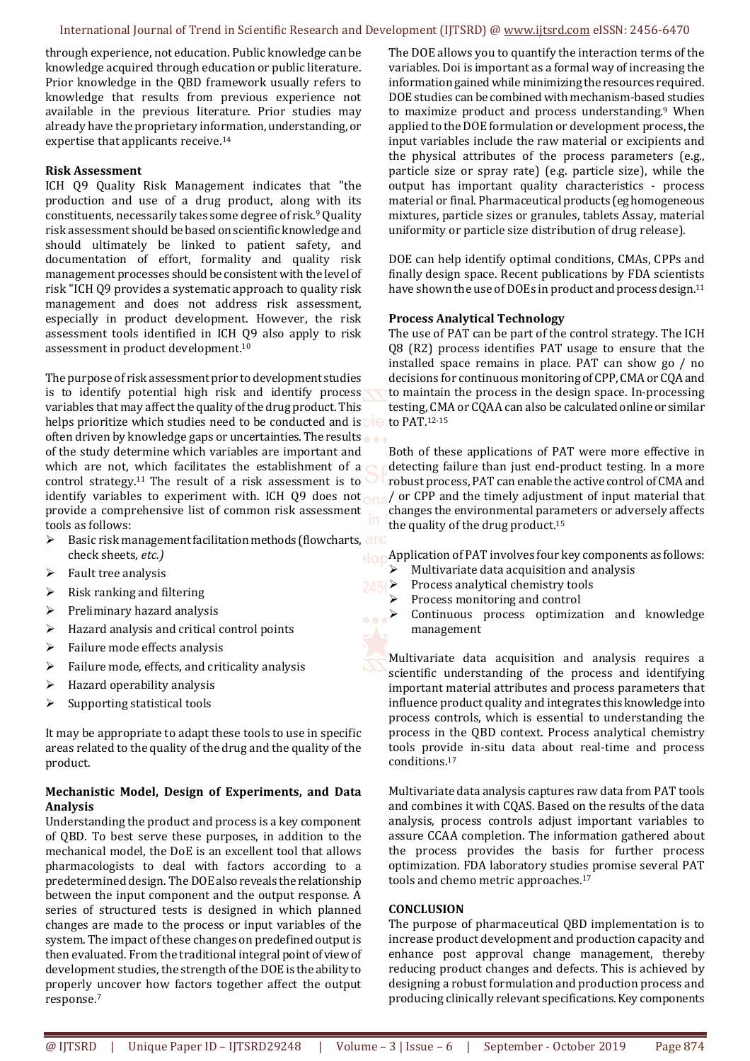through experience, not education. Public knowledge can be knowledge acquired through education or public literature. Prior knowledge in the QBD framework usually refers to knowledge that results from previous experience not available in the previous literature. Prior studies may already have the proprietary information, understanding, or expertise that applicants receive.[14]

**Risk Assessment**

ICH Q9 Quality Risk Management indicates that "the production and use of a drug product, along with its constituents, necessarily takes some degree of risk.[9] Quality risk assessment should be based on scientific knowledge and should ultimately be linked to patient safety, and documentation of effort, formality and quality risk management processes should be consistent with the level of risk "ICH Q9 provides a systematic approach to quality risk management and does not address risk assessment, especially in product development. However, the risk assessment tools identified in ICH Q9 also apply to risk assessment in product development.[10]

The purpose of risk assessment prior to development studies is to identify potential high risk and identify process variables that may affect the quality of the drug product. This helps prioritize which studies need to be conducted and is often driven by knowledge gaps or uncertainties. The results of the study determine which variables are important and which are not, which facilitates the establishment of a control strategy.[11] The result of a risk assessment is to identify variables to experiment with. ICH Q9 does not provide a comprehensive list of common risk assessment tools as follows:

- Basic risk management facilitation methods (flowcharts, check sheets, *etc.)*
- Fault tree analysis
- Risk ranking and filtering
- Preliminary hazard analysis
- Hazard analysis and critical control points
- Failure mode effects analysis
- Failure mode, effects, and criticality analysis
- Hazard operability analysis
- Supporting statistical tools

It may be appropriate to adapt these tools to use in specific areas related to the quality of the drug and the quality of the product.

**Mechanistic Model, Design of Experiments, and Data Analysis**

Understanding the product and process is a key component of QBD. To best serve these purposes, in addition to the mechanical model, the DoE is an excellent tool that allows pharmacologists to deal with factors according to a predetermined design. The DOE also reveals the relationship between the input component and the output response. A series of structured tests is designed in which planned changes are made to the process or input variables of the system. The impact of these changes on predefined output is then evaluated. From the traditional integral point of view of development studies, the strength of the DOE is the ability to properly uncover how factors together affect the output response.[7]

The DOE allows you to quantify the interaction terms of the variables. Doi is important as a formal way of increasing the information gained while minimizing the resources required. DOE studies can be combined with mechanism-based studies to maximize product and process understanding.[9] When applied to the DOE formulation or development process, the input variables include the raw material or excipients and the physical attributes of the process parameters (e.g., particle size or spray rate) (e.g. particle size), while the output has important quality characteristics - process material or final. Pharmaceutical products (eg homogeneous mixtures, particle sizes or granules, tablets Assay, material uniformity or particle size distribution of drug release).

DOE can help identify optimal conditions, CMAs, CPPs and finally design space. Recent publications by FDA scientists have shown the use of DOEs in product and process design.[11]

**Process Analytical Technology**

The use of PAT can be part of the control strategy. The ICH Q8 (R2) process identifies PAT usage to ensure that the installed space remains in place. PAT can show go / no decisions for continuous monitoring of CPP, CMA or CQA and to maintain the process in the design space. In-processing testing, CMA or CQAA can also be calculated online or similar to PAT.[12-15]

Both of these applications of PAT were more effective in detecting failure than just end-product testing. In a more robust process, PAT can enable the active control of CMA and / or CPP and the timely adjustment of input material that changes the environmental parameters or adversely affects the quality of the drug product.[15]

Application of PAT involves four key components as follows:

- Multivariate data acquisition and analysis
- Process analytical chemistry tools
- Process monitoring and control
- Continuous process optimization and knowledge management

Multivariate data acquisition and analysis requires a scientific understanding of the process and identifying important material attributes and process parameters that influence product quality and integrates this knowledge into process controls, which is essential to understanding the process in the QBD context. Process analytical chemistry tools provide in-situ data about real-time and process conditions.[17]

Multivariate data analysis captures raw data from PAT tools and combines it with CQAS. Based on the results of the data analysis, process controls adjust important variables to assure CCAA completion. The information gathered about the process provides the basis for further process optimization. FDA laboratory studies promise several PAT tools and chemo metric approaches.[17]

**CONCLUSION**

The purpose of pharmaceutical QBD implementation is to increase product development and production capacity and enhance post approval change management, thereby reducing product changes and defects. This is achieved by designing a robust formulation and production process and producing clinically relevant specifications. Key components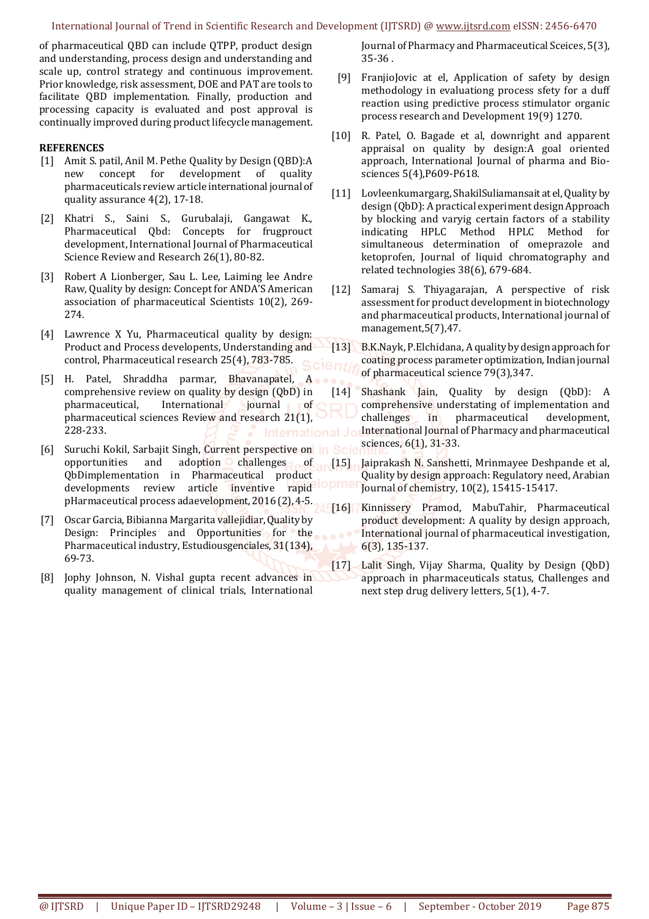of pharmaceutical QBD can include QTPP, product design and understanding, process design and understanding and scale up, control strategy and continuous improvement. Prior knowledge, risk assessment, DOE and PAT are tools to facilitate QBD implementation. Finally, production and processing capacity is evaluated and post approval is continually improved during product lifecycle management.

**REFERENCES**

[1] Amit S. patil, Anil M. Pethe Quality by Design (QBD):A new concept for development of quality pharmaceuticals review article international journal of quality assurance 4(2), 17-18.

[2] Khatri S., Saini S., Gurubalaji, Gangawat K., Pharmaceutical Qbd: Concepts for frugprouct development, International Journal of Pharmaceutical Science Review and Research 26(1), 80-82.

[3] Robert A Lionberger, Sau L. Lee, Laiming lee Andre Raw, Quality by design: Concept for ANDA'S American association of pharmaceutical Scientists 10(2), 269-274.

[4] Lawrence X Yu, Pharmaceutical quality by design: Product and Process developents, Understanding and control, Pharmaceutical research 25(4), 783-785.

[5] H. Patel, Shraddha parmar, Bhavanapatel, A comprehensive review on quality by design (QbD) in pharmaceutical, International journal of pharmaceutical sciences Review and research 21(1), 228-233.

[6] Suruchi Kokil, Sarbajit Singh, Current perspective on opportunities and adoption challenges of QbDimplementation in Pharmaceutical product developments review article inventive rapid pHarmaceutical process adaevelopment, 2016 (2), 4-5.

[7] Oscar Garcia, Bibianna Margarita vallejidiar, Quality by Design: Principles and Opportunities for the Pharmaceutical industry, Estudiousgenciales, 31(134), 69-73.

[8] Jophy Johnson, N. Vishal gupta recent advances in quality management of clinical trials, International Journal of Pharmacy and Pharmaceutical Sceices, 5(3), 35-36 .

[9] FranjioJovic at el, Application of safety by design methodology in evaluationg process sfety for a duff reaction using predictive process stimulator organic process research and Development 19(9) 1270.

[10] R. Patel, O. Bagade et al, downright and apparent appraisal on quality by design:A goal oriented approach, International Journal of pharma and Bio-sciences 5(4),P609-P618.

[11] Lovleenkumargarg, ShakilSuliamansait at el, Quality by design (QbD): A practical experiment design Approach by blocking and varyig certain factors of a stability indicating HPLC Method HPLC Method for simultaneous determination of omeprazole and ketoprofen, Journal of liquid chromatography and related technologies 38(6), 679-684.

[12] Samaraj S. Thiyagarajan, A perspective of risk assessment for product development in biotechnology and pharmaceutical products, International journal of management,5(7),47.

[13] B.K.Nayk, P.Elchidana, A quality by design approach for coating process parameter optimization, Indian journal of pharmaceutical science 79(3),347.

[14] Shashank Jain, Quality by design (QbD): A comprehensive understating of implementation and challenges in pharmaceutical development, International Journal of Pharmacy and pharmaceutical sciences, 6(1), 31-33.

[15] Jaiprakash N. Sanshetti, Mrinmayee Deshpande et al, Quality by design approach: Regulatory need, Arabian Journal of chemistry, 10(2), 15415-15417.

[16] Kinnissery Pramod, MabuTahir, Pharmaceutical product development: A quality by design approach, International journal of pharmaceutical investigation, 6(3), 135-137.

[17] Lalit Singh, Vijay Sharma, Quality by Design (QbD) approach in pharmaceuticals status, Challenges and next step drug delivery letters, 5(1), 4-7.